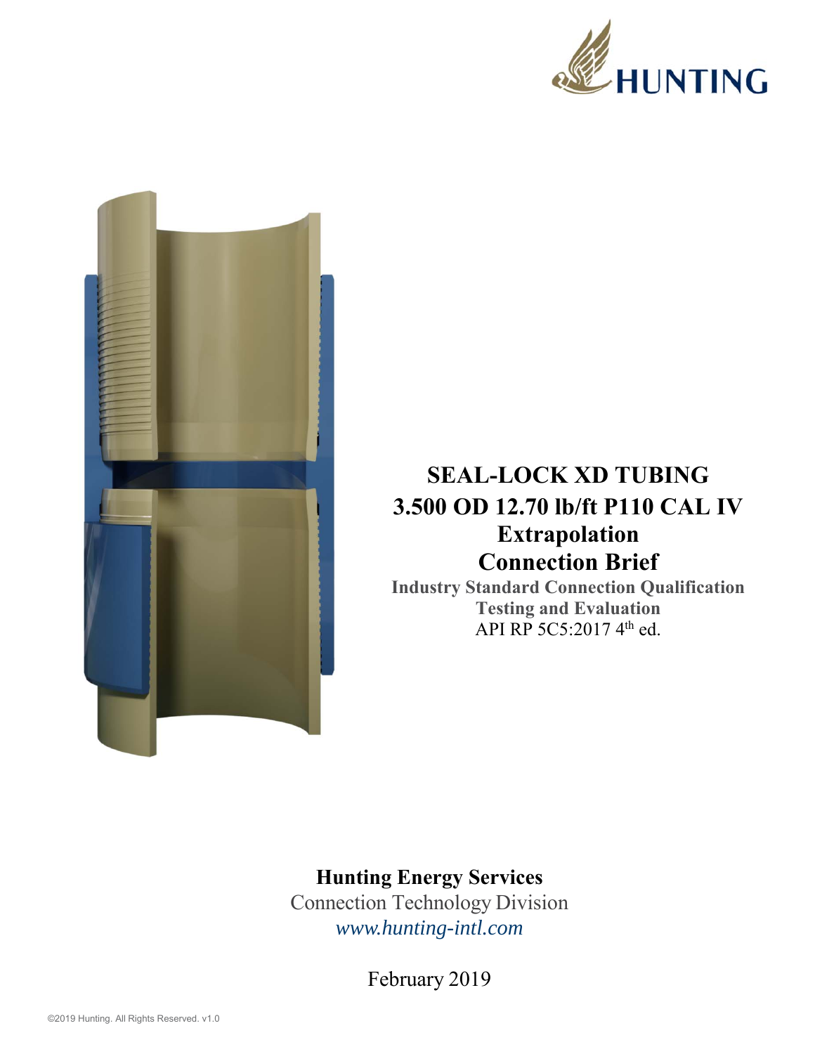HUNTING

# SEAL-LOCK XD TUBING
# 3.500 OD 12.70 lb/ft P110 CAL IV
# Extrapolation
# Connection Brief

**Industry Standard Connection Qualification Testing and Evaluation**

API RP 5C5:2017 4th ed.

**Hunting Energy Services**

Connection Technology Division

*www.hunting-intl.com*

February 2019

©2019 Hunting. All Rights Reserved. v1.0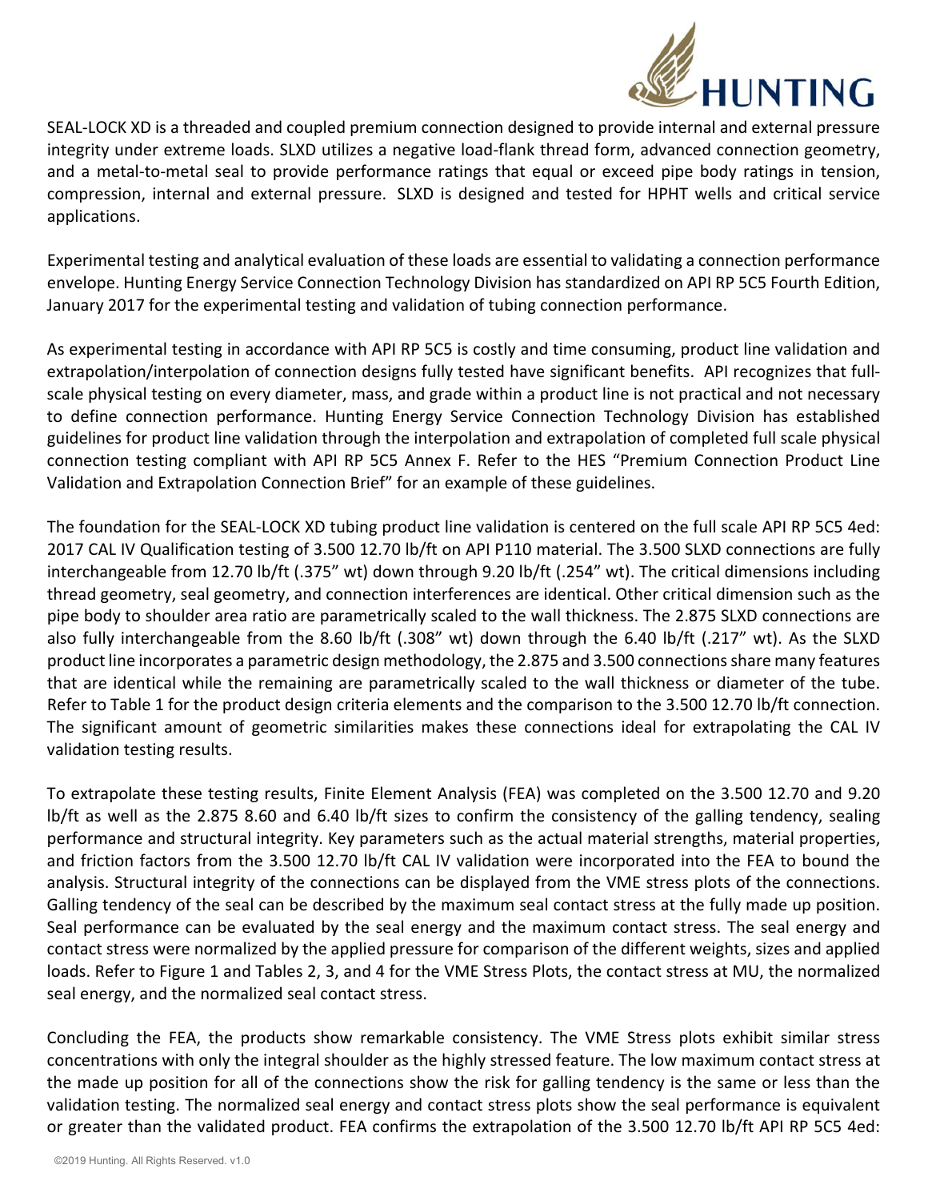SEAL-LOCK XD is a threaded and coupled premium connection designed to provide internal and external pressure integrity under extreme loads. SLXD utilizes a negative load-flank thread form, advanced connection geometry, and a metal-to-metal seal to provide performance ratings that equal or exceed pipe body ratings in tension, compression, internal and external pressure. SLXD is designed and tested for HPHT wells and critical service applications.

Experimental testing and analytical evaluation of these loads are essential to validating a connection performance envelope. Hunting Energy Service Connection Technology Division has standardized on API RP 5C5 Fourth Edition, January 2017 for the experimental testing and validation of tubing connection performance.

As experimental testing in accordance with API RP 5C5 is costly and time consuming, product line validation and extrapolation/interpolation of connection designs fully tested have significant benefits. API recognizes that full-scale physical testing on every diameter, mass, and grade within a product line is not practical and not necessary to define connection performance. Hunting Energy Service Connection Technology Division has established guidelines for product line validation through the interpolation and extrapolation of completed full scale physical connection testing compliant with API RP 5C5 Annex F. Refer to the HES "Premium Connection Product Line Validation and Extrapolation Connection Brief" for an example of these guidelines.

The foundation for the SEAL-LOCK XD tubing product line validation is centered on the full scale API RP 5C5 4ed: 2017 CAL IV Qualification testing of 3.500 12.70 lb/ft on API P110 material. The 3.500 SLXD connections are fully interchangeable from 12.70 lb/ft (.375" wt) down through 9.20 lb/ft (.254" wt). The critical dimensions including thread geometry, seal geometry, and connection interferences are identical. Other critical dimension such as the pipe body to shoulder area ratio are parametrically scaled to the wall thickness. The 2.875 SLXD connections are also fully interchangeable from the 8.60 lb/ft (.308" wt) down through the 6.40 lb/ft (.217" wt). As the SLXD product line incorporates a parametric design methodology, the 2.875 and 3.500 connections share many features that are identical while the remaining are parametrically scaled to the wall thickness or diameter of the tube. Refer to Table 1 for the product design criteria elements and the comparison to the 3.500 12.70 lb/ft connection. The significant amount of geometric similarities makes these connections ideal for extrapolating the CAL IV validation testing results.

To extrapolate these testing results, Finite Element Analysis (FEA) was completed on the 3.500 12.70 and 9.20 lb/ft as well as the 2.875 8.60 and 6.40 lb/ft sizes to confirm the consistency of the galling tendency, sealing performance and structural integrity. Key parameters such as the actual material strengths, material properties, and friction factors from the 3.500 12.70 lb/ft CAL IV validation were incorporated into the FEA to bound the analysis. Structural integrity of the connections can be displayed from the VME stress plots of the connections. Galling tendency of the seal can be described by the maximum seal contact stress at the fully made up position. Seal performance can be evaluated by the seal energy and the maximum contact stress. The seal energy and contact stress were normalized by the applied pressure for comparison of the different weights, sizes and applied loads. Refer to Figure 1 and Tables 2, 3, and 4 for the VME Stress Plots, the contact stress at MU, the normalized seal energy, and the normalized seal contact stress.

Concluding the FEA, the products show remarkable consistency. The VME Stress plots exhibit similar stress concentrations with only the integral shoulder as the highly stressed feature. The low maximum contact stress at the made up position for all of the connections show the risk for galling tendency is the same or less than the validation testing. The normalized seal energy and contact stress plots show the seal performance is equivalent or greater than the validated product. FEA confirms the extrapolation of the 3.500 12.70 lb/ft API RP 5C5 4ed: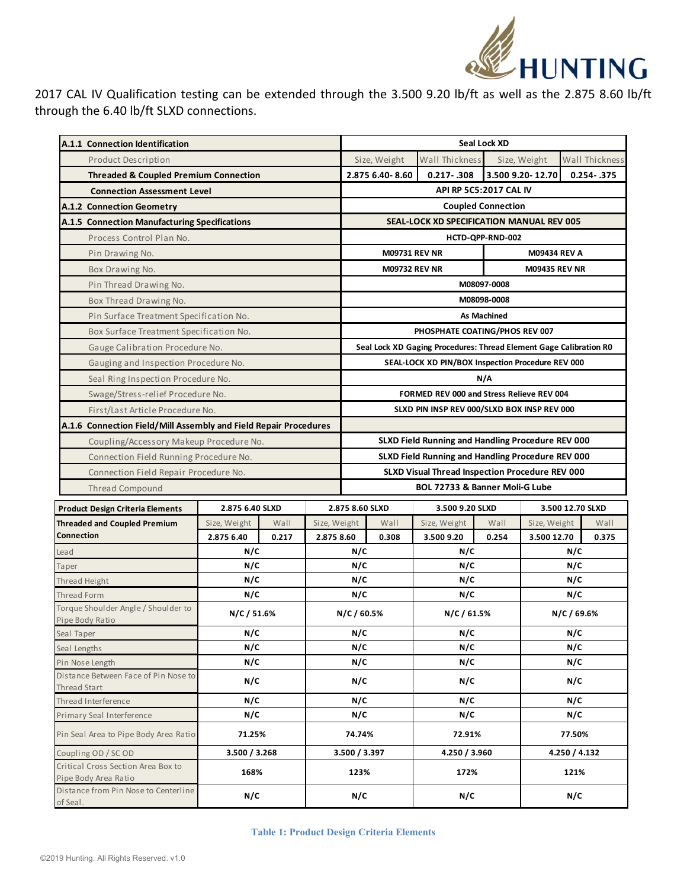2017 CAL IV Qualification testing can be extended through the 3.500 9.20 lb/ft as well as the 2.875 8.60 lb/ft through the 6.40 lb/ft SLXD connections.

| A.1.1 Connection Identification | Seal Lock XD | | | |
|---|---|---|---|---|
| Product Description | Size, Weight | Wall Thickness | Size, Weight | Wall Thickness |
| Threaded & Coupled Premium Connection | 2.875 6.40- 8.60 | 0.217- .308 | 3.500 9.20- 12.70 | 0.254- .375 |
| Connection Assessment Level | API RP 5C5:2017 CAL IV | | | |
| A.1.2 Connection Geometry | Coupled Connection | | | |
| A.1.5 Connection Manufacturing Specifications | SEAL-LOCK XD SPECIFICATION MANUAL REV 005 | | | |
| Process Control Plan No. | HCTD-QPP-RND-002 | | | |
| Pin Drawing No. | M09731 REV NR | | M09434 REV A | |
| Box Drawing No. | M09732 REV NR | | M09435 REV NR | |
| Pin Thread Drawing No. | M08097-0008 | | | |
| Box Thread Drawing No. | M08098-0008 | | | |
| Pin Surface Treatment Specification No. | As Machined | | | |
| Box Surface Treatment Specification No. | PHOSPHATE COATING/PHOS REV 007 | | | |
| Gauge Calibration Procedure No. | Seal Lock XD Gaging Procedures: Thread Element Gage Calibration R0 | | | |
| Gauging and Inspection Procedure No. | SEAL-LOCK XD PIN/BOX Inspection Procedure REV 000 | | | |
| Seal Ring Inspection Procedure No. | N/A | | | |
| Swage/Stress-relief Procedure No. | FORMED REV 000 and Stress Relieve REV 004 | | | |
| First/Last Article Procedure No. | SLXD PIN INSP REV 000/SLXD BOX INSP REV 000 | | | |
| A.1.6 Connection Field/Mill Assembly and Field Repair Procedures | | | | |
| Coupling/Accessory Makeup Procedure No. | SLXD Field Running and Handling Procedure REV 000 | | | |
| Connection Field Running Procedure No. | SLXD Field Running and Handling Procedure REV 000 | | | |
| Connection Field Repair Procedure No. | SLXD Visual Thread Inspection Procedure REV 000 | | | |
| Thread Compound | BOL 72733 & Banner Moli-G Lube | | | |

| Product Design Criteria Elements | 2.875 6.40 SLXD | | 2.875 8.60 SLXD | | 3.500 9.20 SLXD | | 3.500 12.70 SLXD | |
|---|---|---|---|---|---|---|---|---|
| Threaded and Coupled Premium Connection | Size, Weight | Wall | Size, Weight | Wall | Size, Weight | Wall | Size, Weight | Wall |
| | 2.875 6.40 | 0.217 | 2.875 8.60 | 0.308 | 3.500 9.20 | 0.254 | 3.500 12.70 | 0.375 |
| Lead | N/C | | N/C | | N/C | | N/C | |
| Taper | N/C | | N/C | | N/C | | N/C | |
| Thread Height | N/C | | N/C | | N/C | | N/C | |
| Thread Form | N/C | | N/C | | N/C | | N/C | |
| Torque Shoulder Angle / Shoulder to Pipe Body Ratio | N/C / 51.6% | | N/C / 60.5% | | N/C / 61.5% | | N/C / 69.6% | |
| Seal Taper | N/C | | N/C | | N/C | | N/C | |
| Seal Lengths | N/C | | N/C | | N/C | | N/C | |
| Pin Nose Length | N/C | | N/C | | N/C | | N/C | |
| Distance Between Face of Pin Nose to Thread Start | N/C | | N/C | | N/C | | N/C | |
| Thread Interference | N/C | | N/C | | N/C | | N/C | |
| Primary Seal Interference | N/C | | N/C | | N/C | | N/C | |
| Pin Seal Area to Pipe Body Area Ratio | 71.25% | | 74.74% | | 72.91% | | 77.50% | |
| Coupling OD / SC OD | 3.500 / 3.268 | | 3.500 / 3.397 | | 4.250 / 3.960 | | 4.250 / 4.132 | |
| Critical Cross Section Area Box to Pipe Body Area Ratio | 168% | | 123% | | 172% | | 121% | |
| Distance from Pin Nose to Centerline of Seal. | N/C | | N/C | | N/C | | N/C | |

Table 1: Product Design Criteria Elements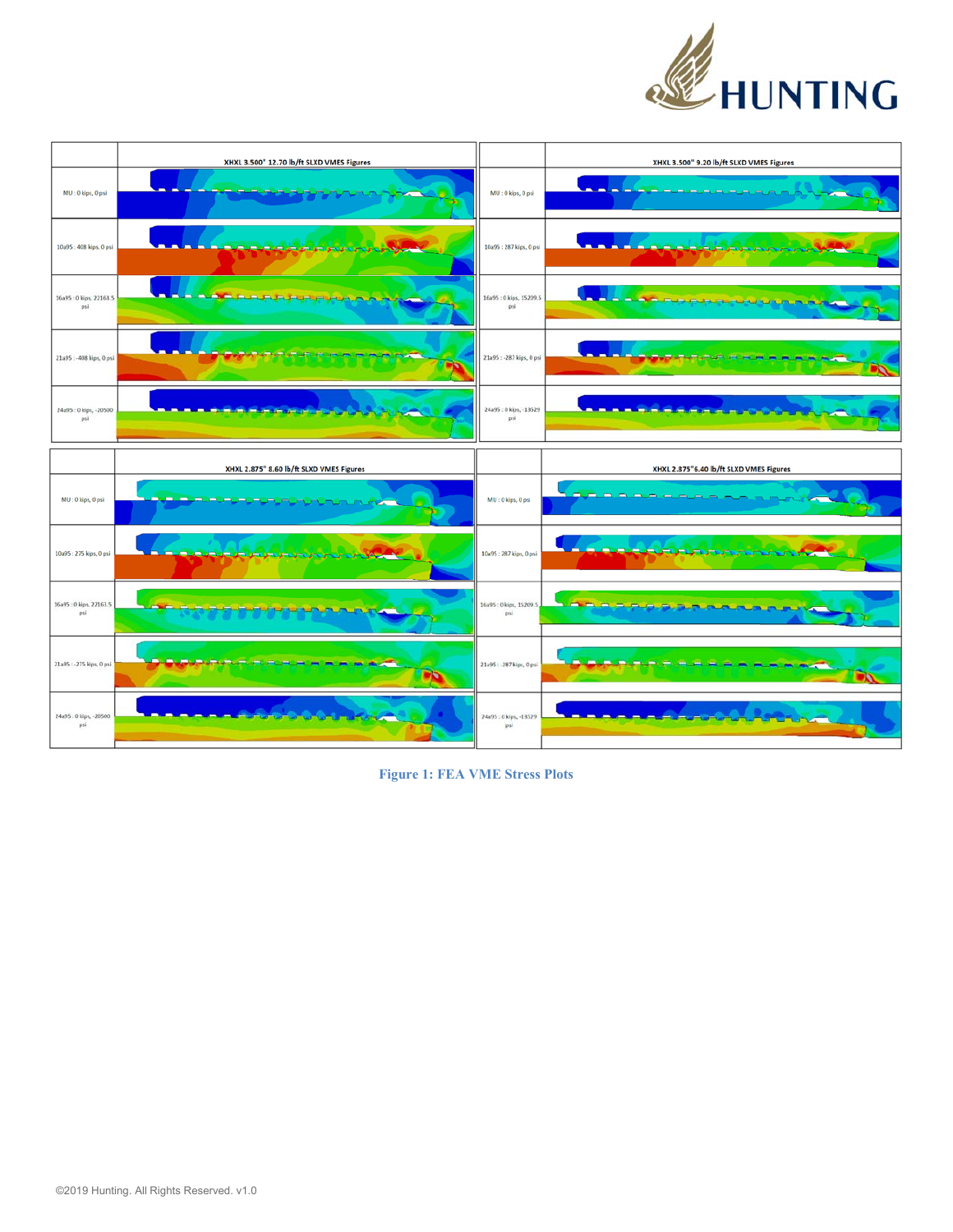| | XHXL 3.500" 12.70 lb/ft SLXD VMES Figures |
|---|---|
| MU : 0 kips, 0 psi | |
| 10a95 : 408 kips, 0 psi | |
| 16a95 : 0 kips, 22163.5 psi | |
| 21a95 : -408 kips, 0 psi | |
| 24a95 : 0 kips, -20500 psi | |

| | XHXL 3.500" 9.20 lb/ft SLXD VMES Figures |
|---|---|
| MU : 0 kips, 0 psi | |
| 10a95 : 287 kips, 0 psi | |
| 16a95 : 0 kips, 15209.5 psi | |
| 21a95 : -287 kips, 0 psi | |
| 24a95 : 0 kips, -13529 psi | |

| | XHXL 2.875" 8.60 lb/ft SLXD VMES Figures |
|---|---|
| MU : 0 kips, 0 psi | |
| 10a95 : 275 kips, 0 psi | |
| 16a95 : 0 kips, 22163.5 psi | |
| 21a95 : -275 kips, 0 psi | |
| 24a95 : 0 kips, -20500 psi | |

| | XHXL 2.875" 6.40 lb/ft SLXD VMES Figures |
|---|---|
| MU : 0 kips, 0 psi | |
| 10a95 : 287 kips, 0 psi | |
| 16a95 : 0 kips, 15209.5 psi | |
| 21a95 : -287 kips, 0 psi | |
| 24a95 : 0 kips, -13529 psi | |

**Figure 1: FEA VME Stress Plots**

©2019 Hunting. All Rights Reserved. v1.0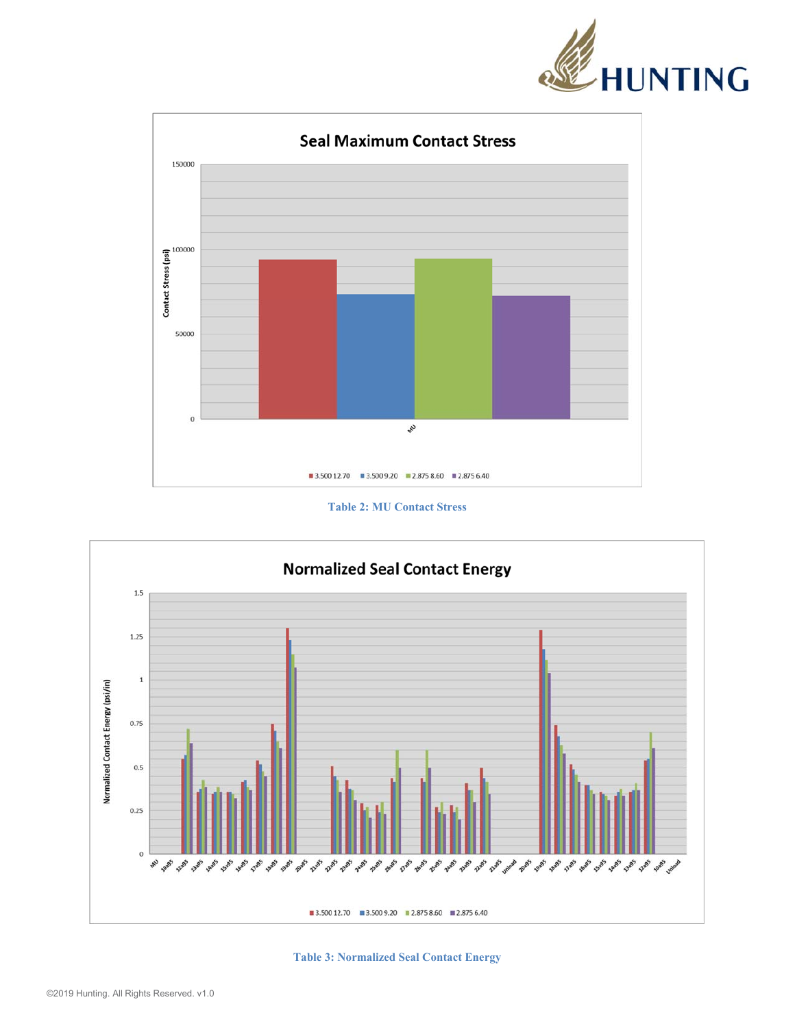Table 2: MU Contact Stress

Table 3: Normalized Seal Contact Energy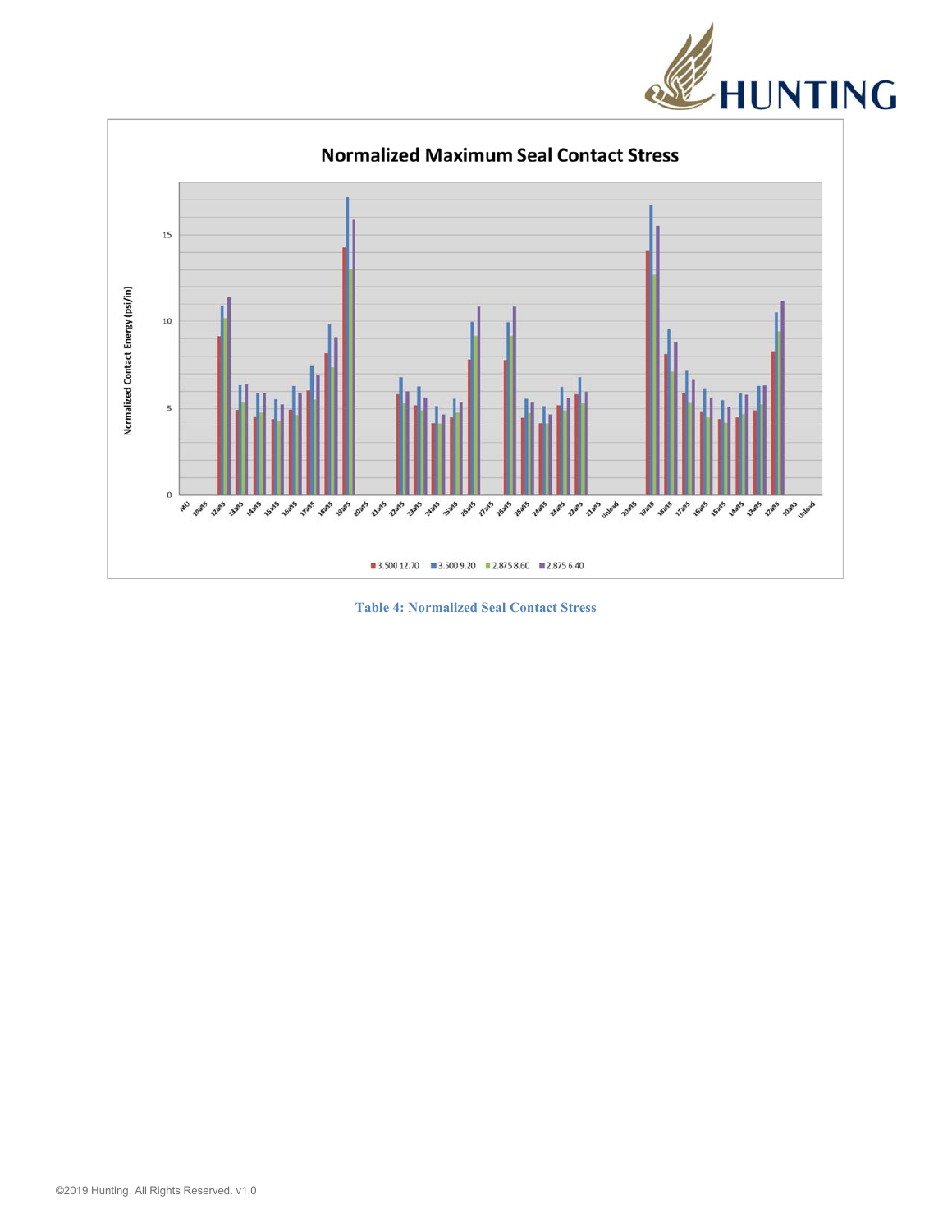Normalized Maximum Seal Contact Stress

Normalized Contact Energy (psi/in)

0
5
10
15

MU
10a95
12a95
13a95
14a95
15a95
16a95
17a95
18a95
19a95
20a95
21a95
22a95
23a95
24a95
25a95
26a95
27a95
26a95
25a95
24a95
23a95
22a95
21a95
Unload
20a95
19a95
18a95
17a95
16a95
15a95
14a95
13a95
12a95
10a95
Unload

3.500 12.70
3.500 9.20
2.875 8.60
2.875 6.40

**Table 4: Normalized Seal Contact Stress**